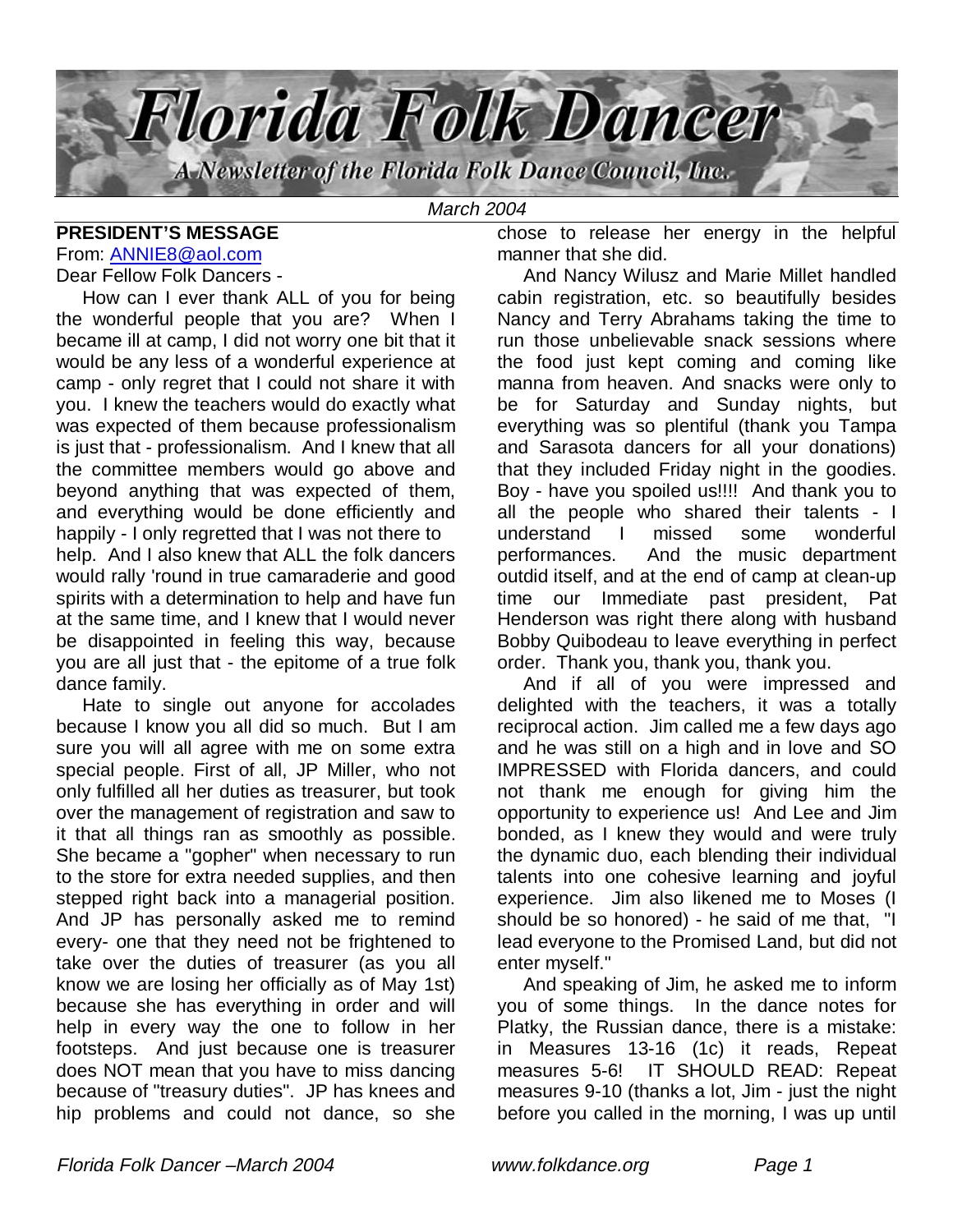# Florida Folk Dancer

*A Newsletter of the Florida Folk Dance Council, Inc.*

*March 2004*

## PRESIDENT'S MESSAGE

From: ANNIE8@aol.com

Dear Fellow Folk Dancers -

How can I ever thank ALL of you for being the wonderful people that you are? When I became ill at camp, I did not worry one bit that it would be any less of a wonderful experience at camp - only regret that I could not share it with you. I knew the teachers would do exactly what was expected of them because professionalism is just that - professionalism. And I knew that all the committee members would go above and beyond anything that was expected of them, and everything would be done efficiently and happily - I only regretted that I was not there to help. And I also knew that ALL the folk dancers would rally 'round in true camaraderie and good spirits with a determination to help and have fun at the same time, and I knew that I would never be disappointed in feeling this way, because you are all just that - the epitome of a true folk dance family.

Hate to single out anyone for accolades because I know you all did so much. But I am sure you will all agree with me on some extra special people. First of all, JP Miller, who not only fulfilled all her duties as treasurer, but took over the management of registration and saw to it that all things ran as smoothly as possible. She became a "gopher" when necessary to run to the store for extra needed supplies, and then stepped right back into a managerial position. And JP has personally asked me to remind every- one that they need not be frightened to take over the duties of treasurer (as you all know we are losing her officially as of May 1st) because she has everything in order and will help in every way the one to follow in her footsteps. And just because one is treasurer does NOT mean that you have to miss dancing because of "treasury duties". JP has knees and hip problems and could not dance, so she chose to release her energy in the helpful manner that she did.

And Nancy Wilusz and Marie Millet handled cabin registration, etc. so beautifully besides Nancy and Terry Abrahams taking the time to run those unbelievable snack sessions where the food just kept coming and coming like manna from heaven. And snacks were only to be for Saturday and Sunday nights, but everything was so plentiful (thank you Tampa and Sarasota dancers for all your donations) that they included Friday night in the goodies. Boy - have you spoiled us!!!! And thank you to all the people who shared their talents - I understand I missed some wonderful performances. And the music department outdid itself, and at the end of camp at clean-up time our Immediate past president, Pat Henderson was right there along with husband Bobby Quibodeau to leave everything in perfect order. Thank you, thank you, thank you.

And if all of you were impressed and delighted with the teachers, it was a totally reciprocal action. Jim called me a few days ago and he was still on a high and in love and SO IMPRESSED with Florida dancers, and could not thank me enough for giving him the opportunity to experience us! And Lee and Jim bonded, as I knew they would and were truly the dynamic duo, each blending their individual talents into one cohesive learning and joyful experience. Jim also likened me to Moses (I should be so honored) - he said of me that, "I lead everyone to the Promised Land, but did not enter myself."

And speaking of Jim, he asked me to inform you of some things. In the dance notes for Platky, the Russian dance, there is a mistake: in Measures 13-16 (1c) it reads, Repeat measures 5-6! IT SHOULD READ: Repeat measures 9-10 (thanks a lot, Jim - just the night before you called in the morning, I was up until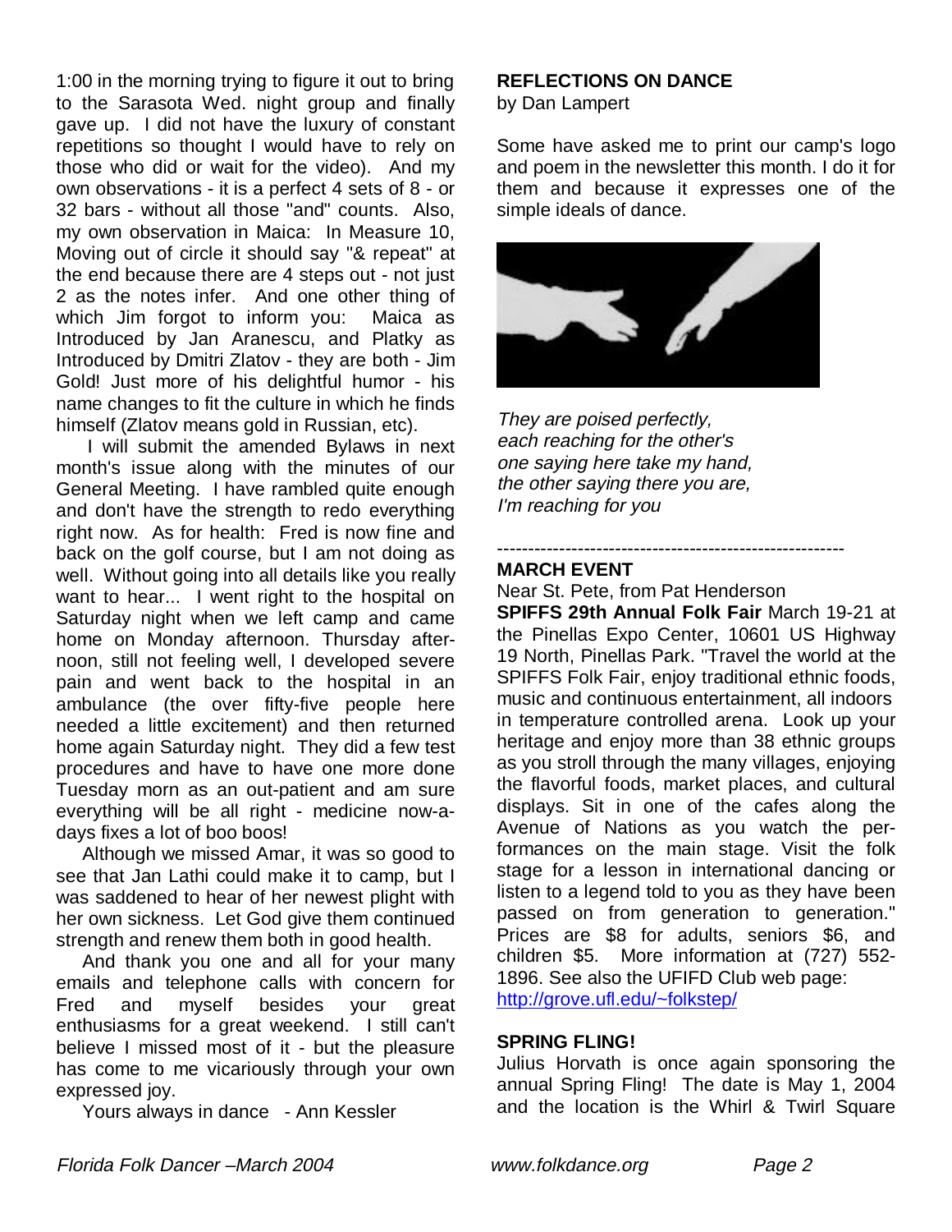1:00 in the morning trying to figure it out to bring to the Sarasota Wed. night group and finally gave up. I did not have the luxury of constant repetitions so thought I would have to rely on those who did or wait for the video). And my own observations - it is a perfect 4 sets of 8 - or 32 bars - without all those "and" counts. Also, my own observation in Maica: In Measure 10, Moving out of circle it should say "& repeat" at the end because there are 4 steps out - not just 2 as the notes infer. And one other thing of which Jim forgot to inform you: Maica as Introduced by Jan Aranescu, and Platky as Introduced by Dmitri Zlatov - they are both - Jim Gold! Just more of his delightful humor - his name changes to fit the culture in which he finds himself (Zlatov means gold in Russian, etc).

I will submit the amended Bylaws in next month's issue along with the minutes of our General Meeting. I have rambled quite enough and don't have the strength to redo everything right now. As for health: Fred is now fine and back on the golf course, but I am not doing as well. Without going into all details like you really want to hear... I went right to the hospital on Saturday night when we left camp and came home on Monday afternoon. Thursday afternoon, still not feeling well, I developed severe pain and went back to the hospital in an ambulance (the over fifty-five people here needed a little excitement) and then returned home again Saturday night. They did a few test procedures and have to have one more done Tuesday morn as an out-patient and am sure everything will be all right - medicine now-a-days fixes a lot of boo boos!

Although we missed Amar, it was so good to see that Jan Lathi could make it to camp, but I was saddened to hear of her newest plight with her own sickness. Let God give them continued strength and renew them both in good health.

And thank you one and all for your many emails and telephone calls with concern for Fred and myself besides your great enthusiasms for a great weekend. I still can't believe I missed most of it - but the pleasure has come to me vicariously through your own expressed joy.

Yours always in dance - Ann Kessler

## REFLECTIONS ON DANCE

by Dan Lampert

Some have asked me to print our camp's logo and poem in the newsletter this month. I do it for them and because it expresses one of the simple ideals of dance.

*They are poised perfectly,*
*each reaching for the other's*
*one saying here take my hand,*
*the other saying there you are,*
*I'm reaching for you*

---

## MARCH EVENT

Near St. Pete, from Pat Henderson

**SPIFFS 29th Annual Folk Fair** March 19-21 at the Pinellas Expo Center, 10601 US Highway 19 North, Pinellas Park. "Travel the world at the SPIFFS Folk Fair, enjoy traditional ethnic foods, music and continuous entertainment, all indoors in temperature controlled arena. Look up your heritage and enjoy more than 38 ethnic groups as you stroll through the many villages, enjoying the flavorful foods, market places, and cultural displays. Sit in one of the cafes along the Avenue of Nations as you watch the performances on the main stage. Visit the folk stage for a lesson in international dancing or listen to a legend told to you as they have been passed on from generation to generation." Prices are $8 for adults, seniors $6, and children $5. More information at (727) 552-1896. See also the UFIFD Club web page: http://grove.ufl.edu/~folkstep/

## SPRING FLING!

Julius Horvath is once again sponsoring the annual Spring Fling! The date is May 1, 2004 and the location is the Whirl & Twirl Square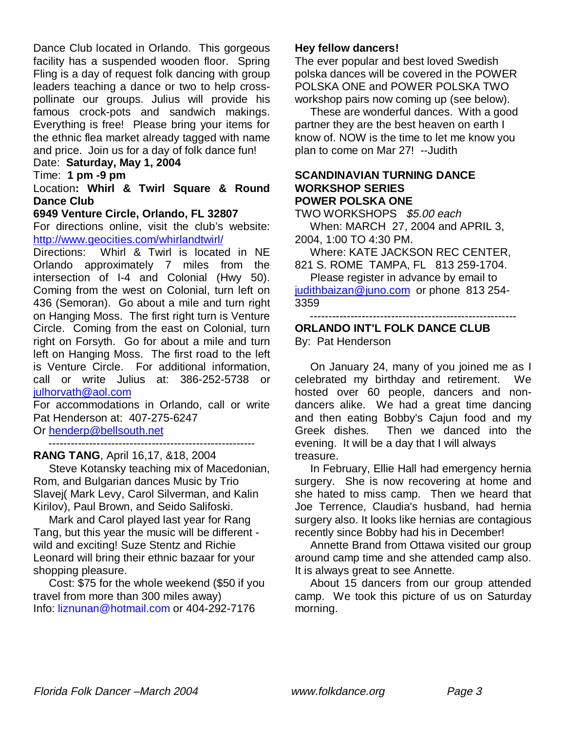Dance Club located in Orlando. This gorgeous facility has a suspended wooden floor. Spring Fling is a day of request folk dancing with group leaders teaching a dance or two to help cross-pollinate our groups. Julius will provide his famous crock-pots and sandwich makings. Everything is free! Please bring your items for the ethnic flea market already tagged with name and price. Join us for a day of folk dance fun!

Date: **Saturday, May 1, 2004**

Time: **1 pm -9 pm**

Location**: Whirl & Twirl Square & Round Dance Club**

**6949 Venture Circle, Orlando, FL 32807**

For directions online, visit the club's website: http://www.geocities.com/whirlandtwirl/

Directions: Whirl & Twirl is located in NE Orlando approximately 7 miles from the intersection of I-4 and Colonial (Hwy 50). Coming from the west on Colonial, turn left on 436 (Semoran). Go about a mile and turn right on Hanging Moss. The first right turn is Venture Circle. Coming from the east on Colonial, turn right on Forsyth. Go for about a mile and turn left on Hanging Moss. The first road to the left is Venture Circle. For additional information, call or write Julius at: 386-252-5738 or julhorvath@aol.com

For accommodations in Orlando, call or write Pat Henderson at: 407-275-6247

Or henderp@bellsouth.net

--------------------------------------------------------

**RANG TANG**, April 16,17, &18, 2004

Steve Kotansky teaching mix of Macedonian, Rom, and Bulgarian dances Music by Trio Slavej( Mark Levy, Carol Silverman, and Kalin Kirilov), Paul Brown, and Seido Salifoski.

Mark and Carol played last year for Rang Tang, but this year the music will be different - wild and exciting! Suze Stentz and Richie Leonard will bring their ethnic bazaar for your shopping pleasure.

Cost: $75 for the whole weekend ($50 if you travel from more than 300 miles away)
Info: liznunan@hotmail.com or 404-292-7176

**Hey fellow dancers!**

The ever popular and best loved Swedish polska dances will be covered in the POWER POLSKA ONE and POWER POLSKA TWO workshop pairs now coming up (see below).

These are wonderful dances. With a good partner they are the best heaven on earth I know of. NOW is the time to let me know you plan to come on Mar 27! --Judith

**SCANDINAVIAN TURNING DANCE WORKSHOP SERIES**
**POWER POLSKA ONE**

TWO WORKSHOPS *$5.00 each*

When: MARCH 27, 2004 and APRIL 3, 2004, 1:00 TO 4:30 PM.

Where: KATE JACKSON REC CENTER, 821 S. ROME TAMPA, FL 813 259-1704.

Please register in advance by email to judithbaizan@juno.com or phone 813 254-3359

--------------------------------------------------------

**ORLANDO INT'L FOLK DANCE CLUB**

By: Pat Henderson

On January 24, many of you joined me as I celebrated my birthday and retirement. We hosted over 60 people, dancers and non-dancers alike. We had a great time dancing and then eating Bobby's Cajun food and my Greek dishes. Then we danced into the evening. It will be a day that I will always treasure.

In February, Ellie Hall had emergency hernia surgery. She is now recovering at home and she hated to miss camp. Then we heard that Joe Terrence, Claudia's husband, had hernia surgery also. It looks like hernias are contagious recently since Bobby had his in December!

Annette Brand from Ottawa visited our group around camp time and she attended camp also. It is always great to see Annette.

About 15 dancers from our group attended camp. We took this picture of us on Saturday morning.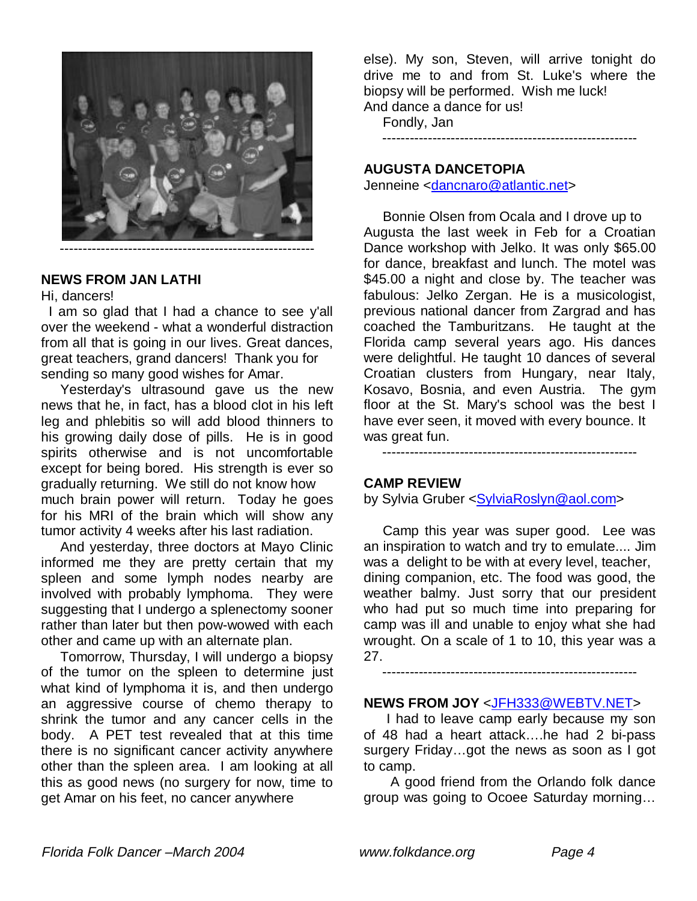---

## NEWS FROM JAN LATHI

Hi, dancers!

I am so glad that I had a chance to see y'all over the weekend - what a wonderful distraction from all that is going in our lives. Great dances, great teachers, grand dancers! Thank you for sending so many good wishes for Amar.

Yesterday's ultrasound gave us the new news that he, in fact, has a blood clot in his left leg and phlebitis so will add blood thinners to his growing daily dose of pills. He is in good spirits otherwise and is not uncomfortable except for being bored. His strength is ever so gradually returning. We still do not know how much brain power will return. Today he goes for his MRI of the brain which will show any tumor activity 4 weeks after his last radiation.

And yesterday, three doctors at Mayo Clinic informed me they are pretty certain that my spleen and some lymph nodes nearby are involved with probably lymphoma. They were suggesting that I undergo a splenectomy sooner rather than later but then pow-wowed with each other and came up with an alternate plan.

Tomorrow, Thursday, I will undergo a biopsy of the tumor on the spleen to determine just what kind of lymphoma it is, and then undergo an aggressive course of chemo therapy to shrink the tumor and any cancer cells in the body. A PET test revealed that at this time there is no significant cancer activity anywhere other than the spleen area. I am looking at all this as good news (no surgery for now, time to get Amar on his feet, no cancer anywhere else). My son, Steven, will arrive tonight do drive me to and from St. Luke's where the biopsy will be performed. Wish me luck! And dance a dance for us!

Fondly, Jan

---

## AUGUSTA DANCETOPIA

Jenneine <dancnaro@atlantic.net>

Bonnie Olsen from Ocala and I drove up to Augusta the last week in Feb for a Croatian Dance workshop with Jelko. It was only $65.00 for dance, breakfast and lunch. The motel was $45.00 a night and close by. The teacher was fabulous: Jelko Zergan. He is a musicologist, previous national dancer from Zargrad and has coached the Tamburitzans. He taught at the Florida camp several years ago. His dances were delightful. He taught 10 dances of several Croatian clusters from Hungary, near Italy, Kosavo, Bosnia, and even Austria. The gym floor at the St. Mary's school was the best I have ever seen, it moved with every bounce. It was great fun.

---

## CAMP REVIEW

by Sylvia Gruber <SylviaRoslyn@aol.com>

Camp this year was super good. Lee was an inspiration to watch and try to emulate.... Jim was a delight to be with at every level, teacher, dining companion, etc. The food was good, the weather balmy. Just sorry that our president who had put so much time into preparing for camp was ill and unable to enjoy what she had wrought. On a scale of 1 to 10, this year was a 27.

---

## NEWS FROM JOY <JFH333@WEBTV.NET>

I had to leave camp early because my son of 48 had a heart attack….he had 2 bi-pass surgery Friday…got the news as soon as I got to camp.

A good friend from the Orlando folk dance group was going to Ocoee Saturday morning…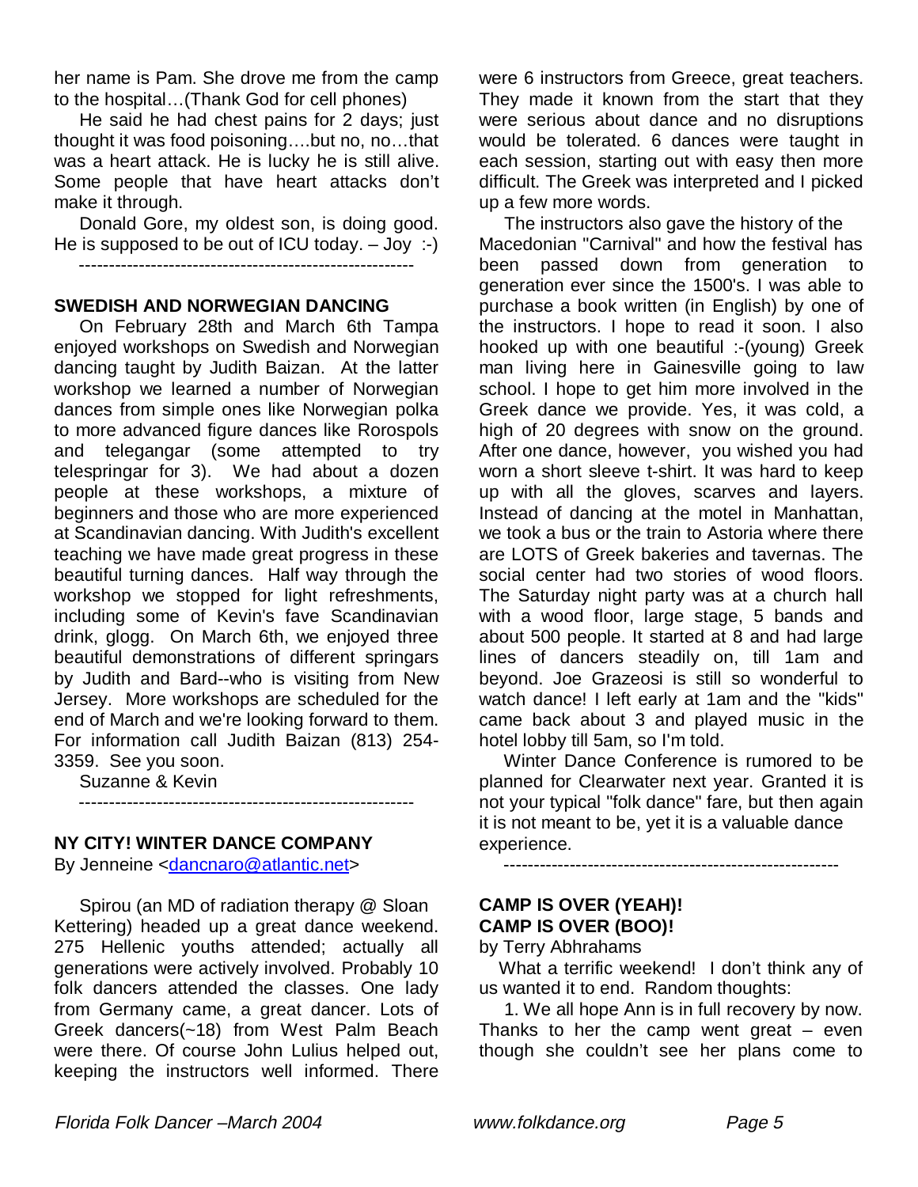her name is Pam. She drove me from the camp to the hospital…(Thank God for cell phones)

He said he had chest pains for 2 days; just thought it was food poisoning….but no, no…that was a heart attack. He is lucky he is still alive. Some people that have heart attacks don't make it through.

Donald Gore, my oldest son, is doing good. He is supposed to be out of ICU today. – Joy :-)

---

**SWEDISH AND NORWEGIAN DANCING**

On February 28th and March 6th Tampa enjoyed workshops on Swedish and Norwegian dancing taught by Judith Baizan. At the latter workshop we learned a number of Norwegian dances from simple ones like Norwegian polka to more advanced figure dances like Rorospols and telegangar (some attempted to try telespringar for 3). We had about a dozen people at these workshops, a mixture of beginners and those who are more experienced at Scandinavian dancing. With Judith's excellent teaching we have made great progress in these beautiful turning dances. Half way through the workshop we stopped for light refreshments, including some of Kevin's fave Scandinavian drink, glogg. On March 6th, we enjoyed three beautiful demonstrations of different springars by Judith and Bard--who is visiting from New Jersey. More workshops are scheduled for the end of March and we're looking forward to them. For information call Judith Baizan (813) 254-3359. See you soon.

Suzanne & Kevin

---

**NY CITY! WINTER DANCE COMPANY**

By Jenneine <dancnaro@atlantic.net>

Spirou (an MD of radiation therapy @ Sloan Kettering) headed up a great dance weekend. 275 Hellenic youths attended; actually all generations were actively involved. Probably 10 folk dancers attended the classes. One lady from Germany came, a great dancer. Lots of Greek dancers(~18) from West Palm Beach were there. Of course John Lulius helped out, keeping the instructors well informed. There were 6 instructors from Greece, great teachers. They made it known from the start that they were serious about dance and no disruptions would be tolerated. 6 dances were taught in each session, starting out with easy then more difficult. The Greek was interpreted and I picked up a few more words.

The instructors also gave the history of the Macedonian "Carnival" and how the festival has been passed down from generation to generation ever since the 1500's. I was able to purchase a book written (in English) by one of the instructors. I hope to read it soon. I also hooked up with one beautiful :-(young) Greek man living here in Gainesville going to law school. I hope to get him more involved in the Greek dance we provide. Yes, it was cold, a high of 20 degrees with snow on the ground. After one dance, however, you wished you had worn a short sleeve t-shirt. It was hard to keep up with all the gloves, scarves and layers. Instead of dancing at the motel in Manhattan, we took a bus or the train to Astoria where there are LOTS of Greek bakeries and tavernas. The social center had two stories of wood floors. The Saturday night party was at a church hall with a wood floor, large stage, 5 bands and about 500 people. It started at 8 and had large lines of dancers steadily on, till 1am and beyond. Joe Grazeosi is still so wonderful to watch dance! I left early at 1am and the "kids" came back about 3 and played music in the hotel lobby till 5am, so I'm told.

Winter Dance Conference is rumored to be planned for Clearwater next year. Granted it is not your typical "folk dance" fare, but then again it is not meant to be, yet it is a valuable dance experience.

---

**CAMP IS OVER (YEAH)!**
**CAMP IS OVER (BOO)!**

by Terry Abhrahams

What a terrific weekend! I don't think any of us wanted it to end. Random thoughts:

1. We all hope Ann is in full recovery by now. Thanks to her the camp went great – even though she couldn't see her plans come to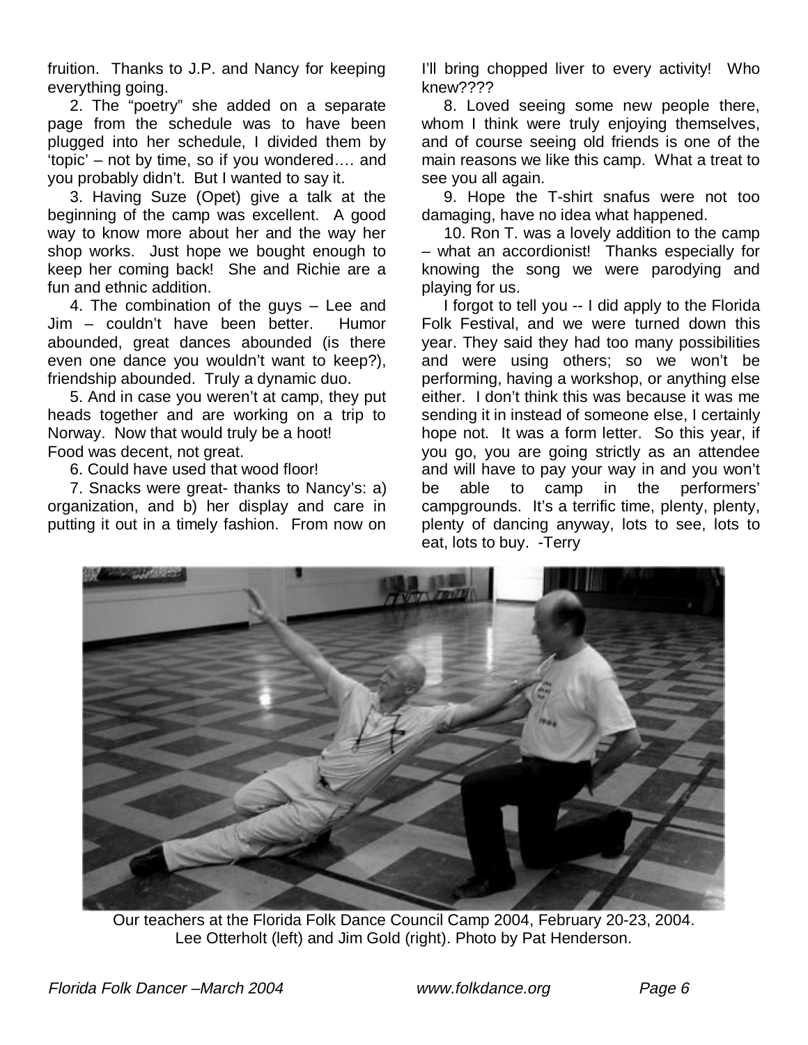fruition. Thanks to J.P. and Nancy for keeping everything going.

2. The "poetry" she added on a separate page from the schedule was to have been plugged into her schedule, I divided them by 'topic' – not by time, so if you wondered…. and you probably didn't. But I wanted to say it.

3. Having Suze (Opet) give a talk at the beginning of the camp was excellent. A good way to know more about her and the way her shop works. Just hope we bought enough to keep her coming back! She and Richie are a fun and ethnic addition.

4. The combination of the guys – Lee and Jim – couldn't have been better. Humor abounded, great dances abounded (is there even one dance you wouldn't want to keep?), friendship abounded. Truly a dynamic duo.

5. And in case you weren't at camp, they put heads together and are working on a trip to Norway. Now that would truly be a hoot!

Food was decent, not great.

6. Could have used that wood floor!

7. Snacks were great- thanks to Nancy's: a) organization, and b) her display and care in putting it out in a timely fashion. From now on I'll bring chopped liver to every activity! Who knew????

8. Loved seeing some new people there, whom I think were truly enjoying themselves, and of course seeing old friends is one of the main reasons we like this camp. What a treat to see you all again.

9. Hope the T-shirt snafus were not too damaging, have no idea what happened.

10. Ron T. was a lovely addition to the camp – what an accordionist! Thanks especially for knowing the song we were parodying and playing for us.

I forgot to tell you -- I did apply to the Florida Folk Festival, and we were turned down this year. They said they had too many possibilities and were using others; so we won't be performing, having a workshop, or anything else either. I don't think this was because it was me sending it in instead of someone else, I certainly hope not. It was a form letter. So this year, if you go, you are going strictly as an attendee and will have to pay your way in and you won't be able to camp in the performers' campgrounds. It's a terrific time, plenty, plenty, plenty of dancing anyway, lots to see, lots to eat, lots to buy. -Terry

Our teachers at the Florida Folk Dance Council Camp 2004, February 20-23, 2004. Lee Otterholt (left) and Jim Gold (right). Photo by Pat Henderson.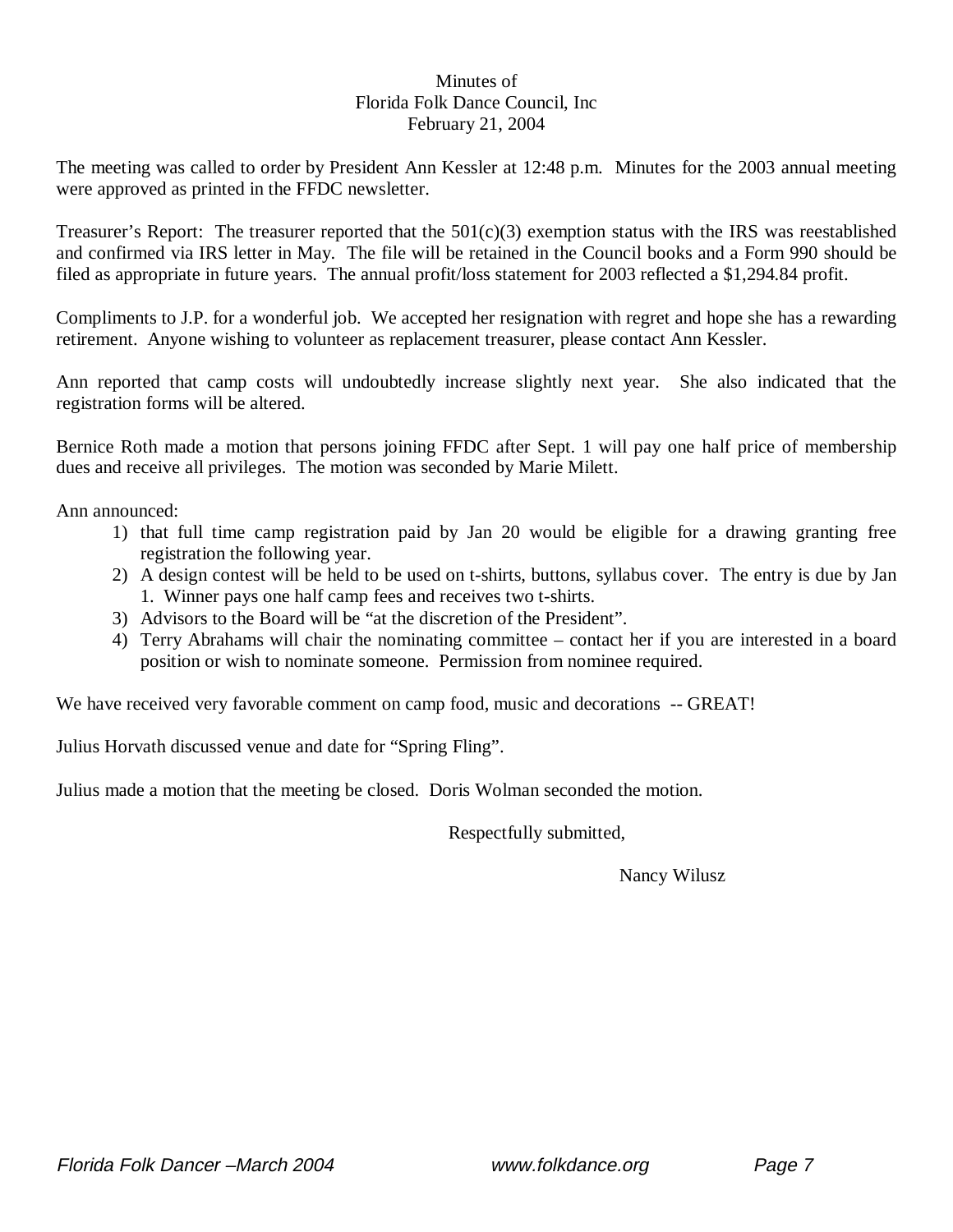Minutes of
Florida Folk Dance Council, Inc
February 21, 2004

The meeting was called to order by President Ann Kessler at 12:48 p.m. Minutes for the 2003 annual meeting were approved as printed in the FFDC newsletter.

Treasurer's Report: The treasurer reported that the 501(c)(3) exemption status with the IRS was reestablished and confirmed via IRS letter in May. The file will be retained in the Council books and a Form 990 should be filed as appropriate in future years. The annual profit/loss statement for 2003 reflected a $1,294.84 profit.

Compliments to J.P. for a wonderful job. We accepted her resignation with regret and hope she has a rewarding retirement. Anyone wishing to volunteer as replacement treasurer, please contact Ann Kessler.

Ann reported that camp costs will undoubtedly increase slightly next year. She also indicated that the registration forms will be altered.

Bernice Roth made a motion that persons joining FFDC after Sept. 1 will pay one half price of membership dues and receive all privileges. The motion was seconded by Marie Milett.

Ann announced:

1) that full time camp registration paid by Jan 20 would be eligible for a drawing granting free registration the following year.
2) A design contest will be held to be used on t-shirts, buttons, syllabus cover. The entry is due by Jan 1. Winner pays one half camp fees and receives two t-shirts.
3) Advisors to the Board will be "at the discretion of the President".
4) Terry Abrahams will chair the nominating committee – contact her if you are interested in a board position or wish to nominate someone. Permission from nominee required.

We have received very favorable comment on camp food, music and decorations -- GREAT!

Julius Horvath discussed venue and date for "Spring Fling".

Julius made a motion that the meeting be closed. Doris Wolman seconded the motion.

Respectfully submitted,

Nancy Wilusz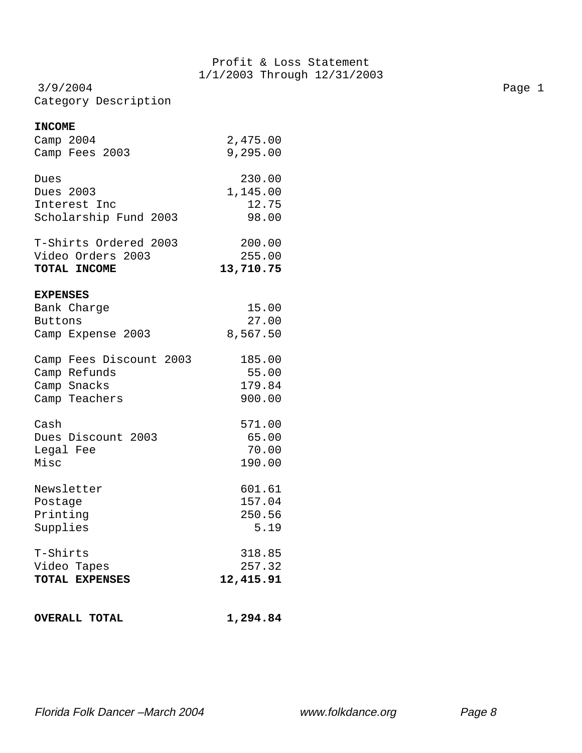## Profit & Loss Statement

1/1/2003 Through 12/31/2003

3/9/2004

| Category Description | |
|---|---|
| **INCOME** | |
| Camp 2004 | 2,475.00 |
| Camp Fees 2003 | 9,295.00 |
| Dues | 230.00 |
| Dues 2003 | 1,145.00 |
| Interest Inc | 12.75 |
| Scholarship Fund 2003 | 98.00 |
| T-Shirts Ordered 2003 | 200.00 |
| Video Orders 2003 | 255.00 |
| **TOTAL INCOME** | **13,710.75** |
| **EXPENSES** | |
| Bank Charge | 15.00 |
| Buttons | 27.00 |
| Camp Expense 2003 | 8,567.50 |
| Camp Fees Discount 2003 | 185.00 |
| Camp Refunds | 55.00 |
| Camp Snacks | 179.84 |
| Camp Teachers | 900.00 |
| Cash | 571.00 |
| Dues Discount 2003 | 65.00 |
| Legal Fee | 70.00 |
| Misc | 190.00 |
| Newsletter | 601.61 |
| Postage | 157.04 |
| Printing | 250.56 |
| Supplies | 5.19 |
| T-Shirts | 318.85 |
| Video Tapes | 257.32 |
| **TOTAL EXPENSES** | **12,415.91** |
| **OVERALL TOTAL** | **1,294.84** |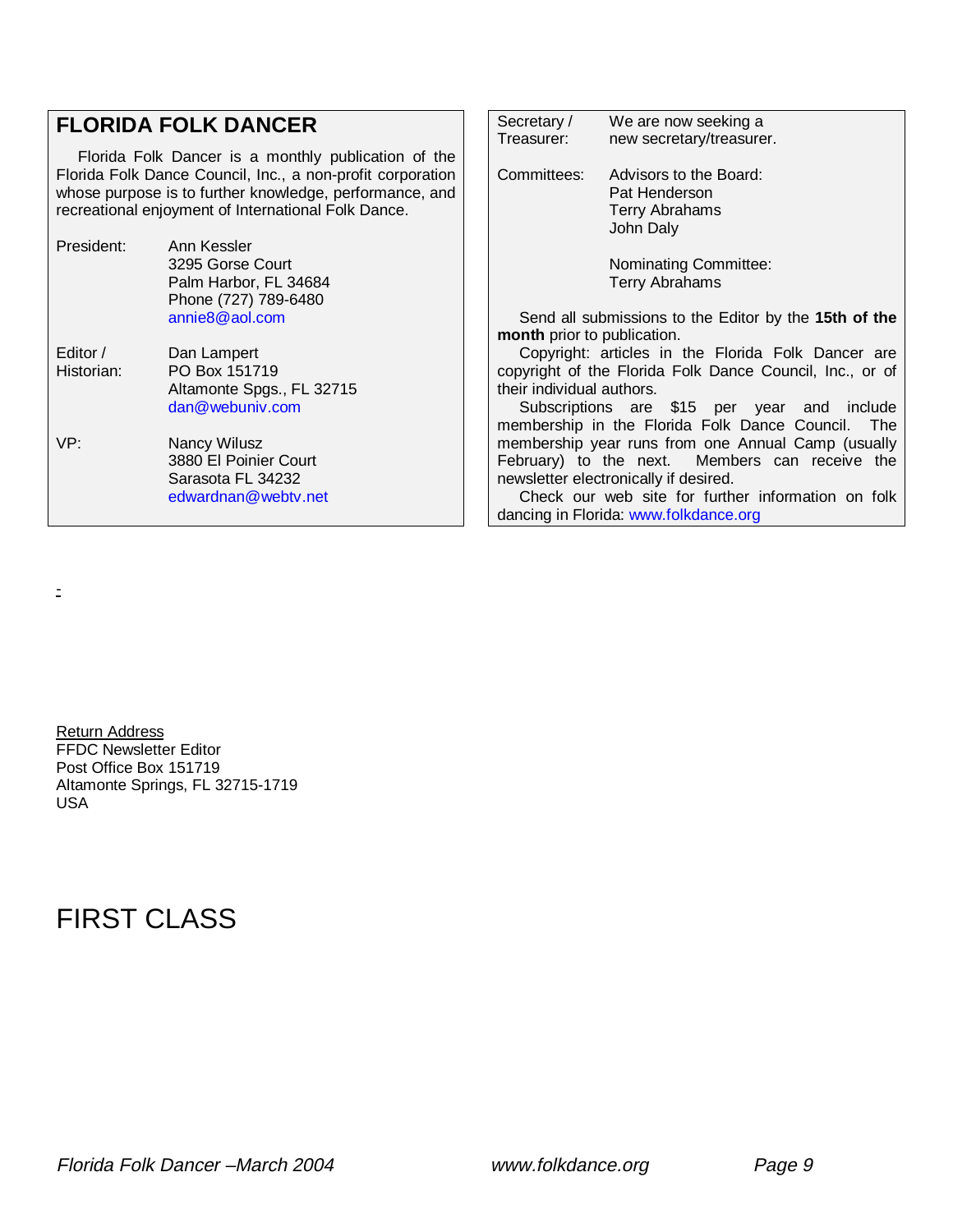## FLORIDA FOLK DANCER

Florida Folk Dancer is a monthly publication of the Florida Folk Dance Council, Inc., a non-profit corporation whose purpose is to further knowledge, performance, and recreational enjoyment of International Folk Dance.

| | |
|---|---|
| President: | Ann Kessler<br>3295 Gorse Court<br>Palm Harbor, FL 34684<br>Phone (727) 789-6480<br>annie8@aol.com |
| Editor / Historian: | Dan Lampert<br>PO Box 151719<br>Altamonte Spgs., FL 32715<br>dan@webuniv.com |
| VP: | Nancy Wilusz<br>3880 El Poinier Court<br>Sarasota FL 34232<br>edwardnan@webtv.net |
| Secretary / Treasurer: | We are now seeking a new secretary/treasurer. |
| Committees: | Advisors to the Board:<br>Pat Henderson<br>Terry Abrahams<br>John Daly<br><br>Nominating Committee:<br>Terry Abrahams |

Send all submissions to the Editor by the **15th of the month** prior to publication.

Copyright: articles in the Florida Folk Dancer are copyright of the Florida Folk Dance Council, Inc., or of their individual authors.

Subscriptions are $15 per year and include membership in the Florida Folk Dance Council. The membership year runs from one Annual Camp (usually February) to the next. Members can receive the newsletter electronically if desired.

Check our web site for further information on folk dancing in Florida: www.folkdance.org

Return Address
FFDC Newsletter Editor
Post Office Box 151719
Altamonte Springs, FL 32715-1719
USA

FIRST CLASS